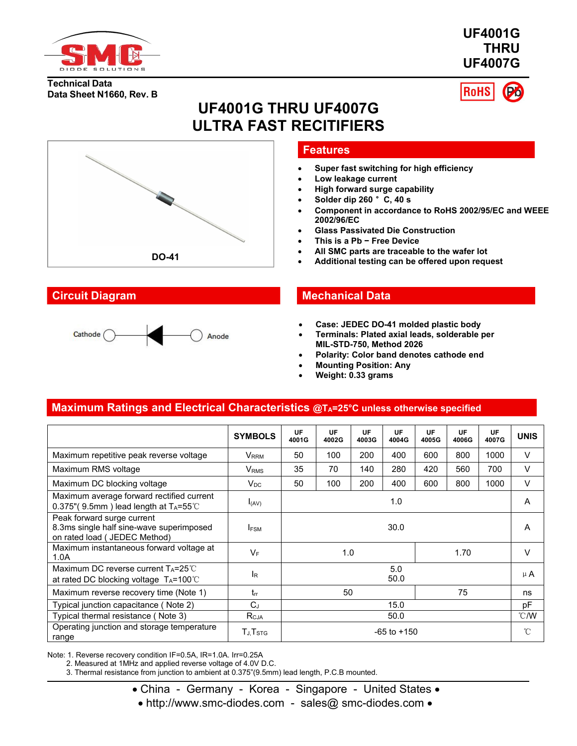# UF4001G THRU UF4007G

**Technical Data**
**Data Sheet N1660, Rev. B**

RoHS

# UF4001G THRU UF4007G
# ULTRA FAST RECITIFIERS

DO-41

## Features

- Super fast switching for high efficiency
- Low leakage current
- High forward surge capability
- Solder dip 260 ° C, 40 s
- Component in accordance to RoHS 2002/95/EC and WEEE 2002/96/EC
- Glass Passivated Die Construction
- This is a Pb − Free Device
- All SMC parts are traceable to the wafer lot
- Additional testing can be offered upon request

## Circuit Diagram

Cathode — Anode

## Mechanical Data

- Case: JEDEC DO-41 molded plastic body
- Terminals: Plated axial leads, solderable per MIL-STD-750, Method 2026
- Polarity: Color band denotes cathode end
- Mounting Position: Any
- Weight: 0.33 grams

## Maximum Ratings and Electrical Characteristics @$T_A$=25°C unless otherwise specified

| | SYMBOLS | UF 4001G | UF 4002G | UF 4003G | UF 4004G | UF 4005G | UF 4006G | UF 4007G | UNIS |
|---|---|---|---|---|---|---|---|---|---|
| Maximum repetitive peak reverse voltage | $V_{RRM}$ | 50 | 100 | 200 | 400 | 600 | 800 | 1000 | V |
| Maximum RMS voltage | $V_{RMS}$ | 35 | 70 | 140 | 280 | 420 | 560 | 700 | V |
| Maximum DC blocking voltage | $V_{DC}$ | 50 | 100 | 200 | 400 | 600 | 800 | 1000 | V |
| Maximum average forward rectified current 0.375"( 9.5mm ) lead length at $T_A$=55℃ | $I_{(AV)}$ | 1.0 | | | | | | | A |
| Peak forward surge current 8.3ms single half sine-wave superimposed on rated load ( JEDEC Method) | $I_{FSM}$ | 30.0 | | | | | | | A |
| Maximum instantaneous forward voltage at 1.0A | $V_F$ | 1.0 | | | | 1.70 | | | V |
| Maximum DC reverse current $T_A$=25℃ at rated DC blocking voltage $T_A$=100℃ | $I_R$ | 5.0 / 50.0 | | | | | | | μA |
| Maximum reverse recovery time (Note 1) | $t_{rr}$ | 50 | | | | 75 | | | ns |
| Typical junction capacitance ( Note 2) | $C_J$ | 15.0 | | | | | | | pF |
| Typical thermal resistance ( Note 3) | $R_{CJA}$ | 50.0 | | | | | | | ℃/W |
| Operating junction and storage temperature range | $T_J$,$T_{STG}$ | -65 to +150 | | | | | | | ℃ |

Note: 1. Reverse recovery condition IF=0.5A, IR=1.0A. Irr=0.25A
2. Measured at 1MHz and applied reverse voltage of 4.0V D.C.
3. Thermal resistance from junction to ambient at 0.375"(9.5mm) lead length, P.C.B mounted.

• China - Germany - Korea - Singapore - United States •
• http://www.smc-diodes.com - sales@ smc-diodes.com •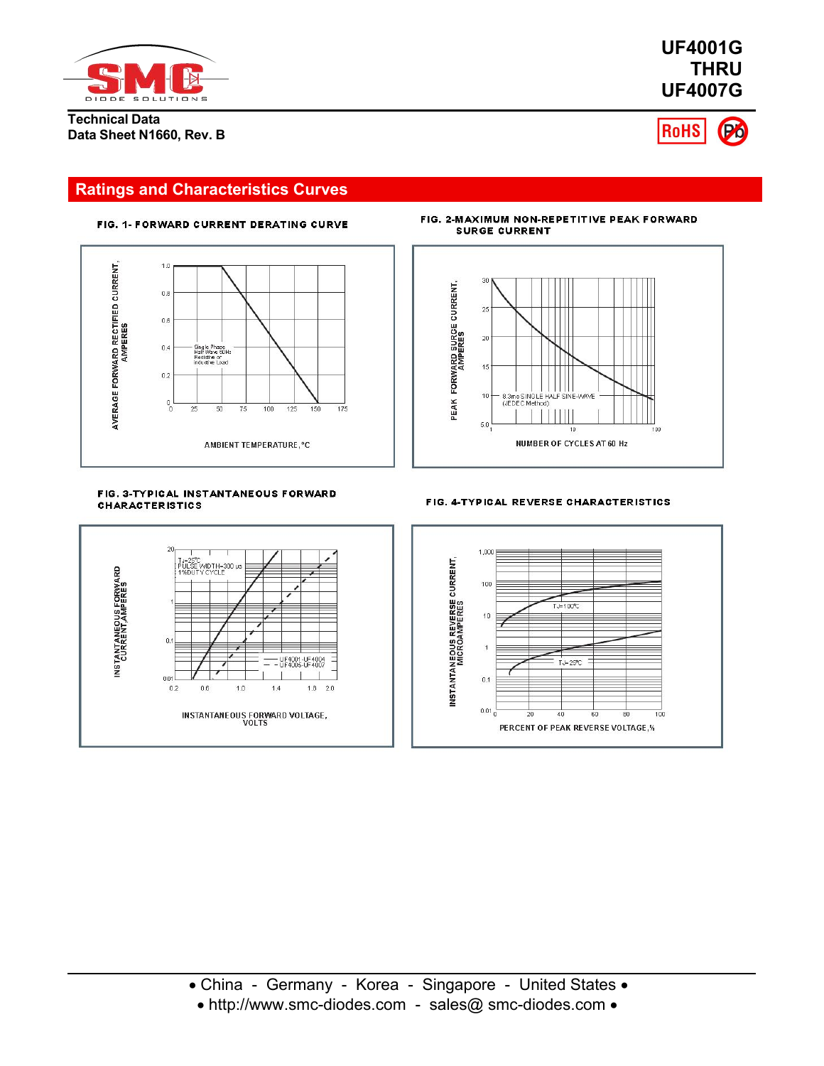# UF4001G THRU UF4007G

**Technical Data**
**Data Sheet N1660, Rev. B**

## Ratings and Characteristics Curves

**FIG. 1- FORWARD CURRENT DERATING CURVE**

AVERAGE FORWARD RECTIFIED CURRENT, AMPERES

Single Phase Half Wave 60Hz Resistive or Inductive Load

AMBIENT TEMPERATURE, °C

**FIG. 2-MAXIMUM NON-REPETITIVE PEAK FORWARD SURGE CURRENT**

PEAK FORWARD SURGE CURRENT, AMPERES

8.3ms SINGLE HALF SINE-WAVE (JEDEC Method)

NUMBER OF CYCLES AT 60 Hz

**FIG. 3-TYPICAL INSTANTANEOUS FORWARD CHARACTERISTICS**

INSTANTANEOUS FORWARD CURRENT,AMPERES

$T_J$=25°C
PULSE WIDTH=300 μs
1% DUTY CYCLE

— UF4001-UF4004
- - UF4005-UF4007

INSTANTANEOUS FORWARD VOLTAGE, VOLTS

**FIG. 4-TYPICAL REVERSE CHARACTERISTICS**

INSTANTANEOUS REVERSE CURRENT, MICROAMPERES

$T_J$=100°C

$T_J$=25°C

PERCENT OF PEAK REVERSE VOLTAGE,%

• China - Germany - Korea - Singapore - United States •
• http://www.smc-diodes.com - sales@ smc-diodes.com •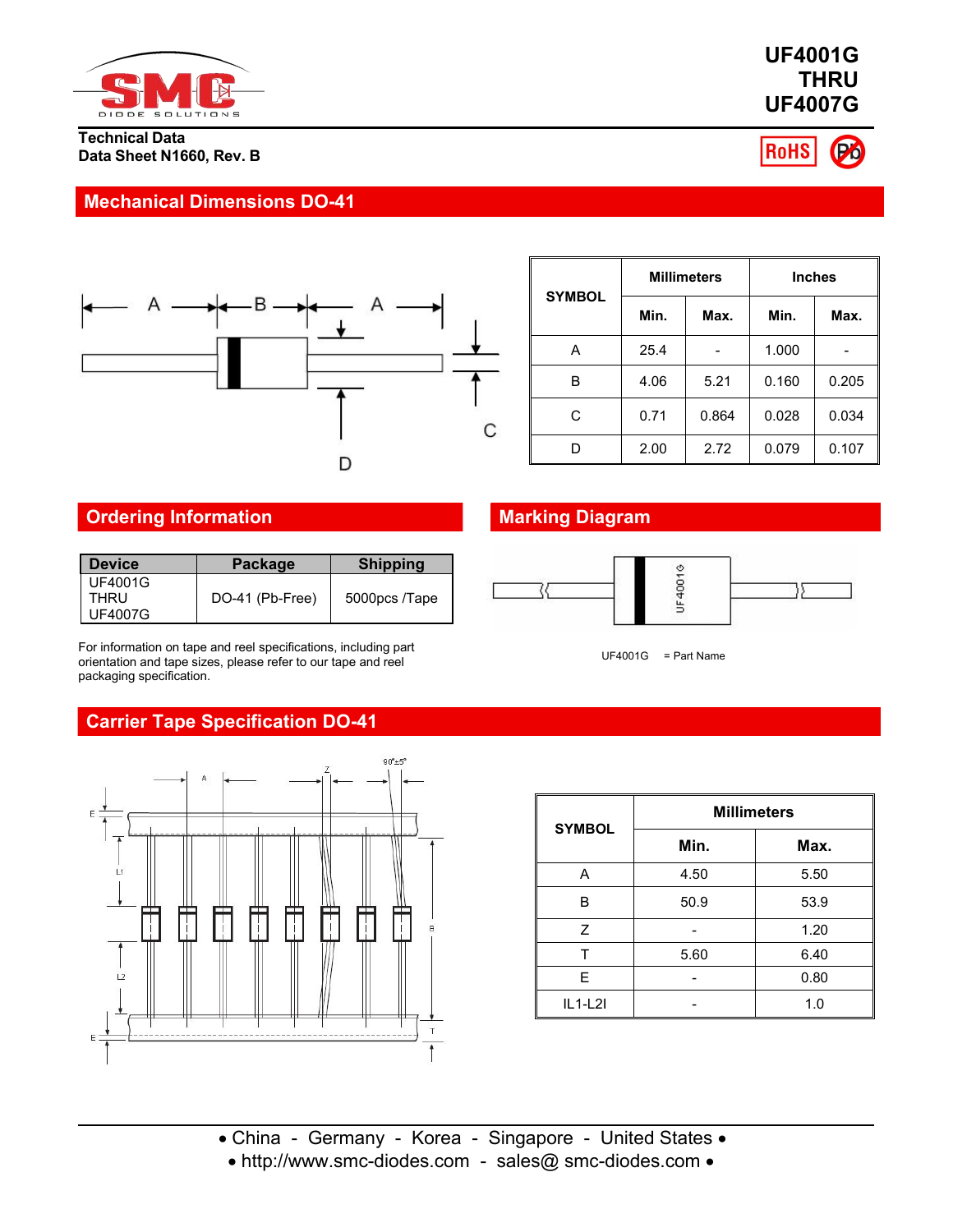**UF4001G THRU UF4007G**

**Technical Data**
**Data Sheet N1660, Rev. B**

RoHS

## Mechanical Dimensions DO-41

| SYMBOL | Millimeters | | Inches | |
|---|---|---|---|---|
| | Min. | Max. | Min. | Max. |
| A | 25.4 | - | 1.000 | - |
| B | 4.06 | 5.21 | 0.160 | 0.205 |
| C | 0.71 | 0.864 | 0.028 | 0.034 |
| D | 2.00 | 2.72 | 0.079 | 0.107 |

## Ordering Information

| Device | Package | Shipping |
|---|---|---|
| UF4001G THRU UF4007G | DO-41 (Pb-Free) | 5000pcs /Tape |

For information on tape and reel specifications, including part orientation and tape sizes, please refer to our tape and reel packaging specification.

## Marking Diagram

UF4001G = Part Name

## Carrier Tape Specification DO-41

| SYMBOL | Millimeters | |
|---|---|---|
| | Min. | Max. |
| A | 4.50 | 5.50 |
| B | 50.9 | 53.9 |
| Z | - | 1.20 |
| T | 5.60 | 6.40 |
| E | - | 0.80 |
| IL1-L2I | - | 1.0 |

• China - Germany - Korea - Singapore - United States •
• http://www.smc-diodes.com - sales@ smc-diodes.com •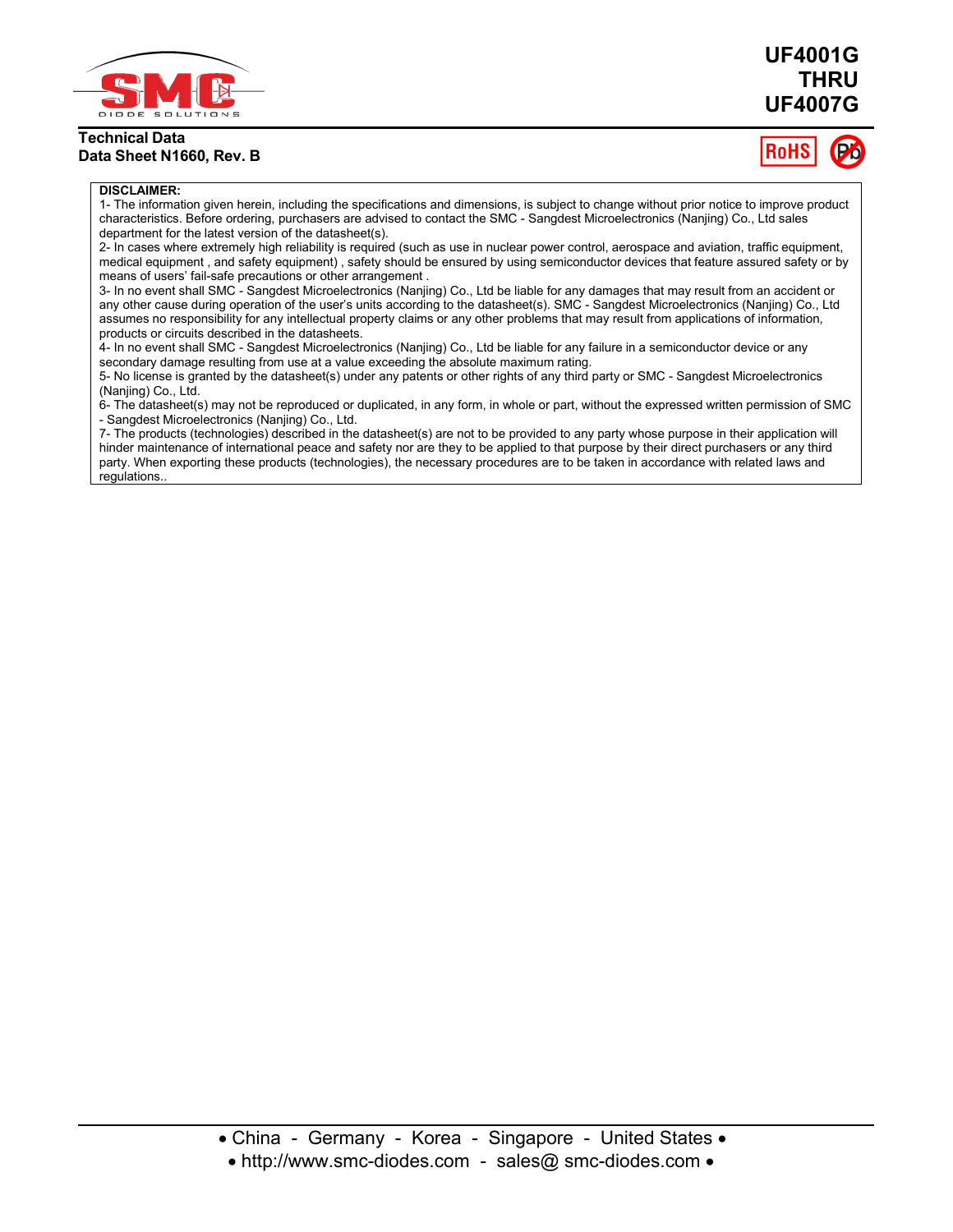# UF4001G THRU UF4007G

**Technical Data**
**Data Sheet N1660, Rev. B**

**DISCLAIMER:**

1- The information given herein, including the specifications and dimensions, is subject to change without prior notice to improve product characteristics. Before ordering, purchasers are advised to contact the SMC - Sangdest Microelectronics (Nanjing) Co., Ltd sales department for the latest version of the datasheet(s).

2- In cases where extremely high reliability is required (such as use in nuclear power control, aerospace and aviation, traffic equipment, medical equipment , and safety equipment) , safety should be ensured by using semiconductor devices that feature assured safety or by means of users' fail-safe precautions or other arrangement .

3- In no event shall SMC - Sangdest Microelectronics (Nanjing) Co., Ltd be liable for any damages that may result from an accident or any other cause during operation of the user's units according to the datasheet(s). SMC - Sangdest Microelectronics (Nanjing) Co., Ltd assumes no responsibility for any intellectual property claims or any other problems that may result from applications of information, products or circuits described in the datasheets.

4- In no event shall SMC - Sangdest Microelectronics (Nanjing) Co., Ltd be liable for any failure in a semiconductor device or any secondary damage resulting from use at a value exceeding the absolute maximum rating.

5- No license is granted by the datasheet(s) under any patents or other rights of any third party or SMC - Sangdest Microelectronics (Nanjing) Co., Ltd.

6- The datasheet(s) may not be reproduced or duplicated, in any form, in whole or part, without the expressed written permission of SMC - Sangdest Microelectronics (Nanjing) Co., Ltd.

7- The products (technologies) described in the datasheet(s) are not to be provided to any party whose purpose in their application will hinder maintenance of international peace and safety nor are they to be applied to that purpose by their direct purchasers or any third party. When exporting these products (technologies), the necessary procedures are to be taken in accordance with related laws and regulations..

• China - Germany - Korea - Singapore - United States •
• http://www.smc-diodes.com - sales@ smc-diodes.com •